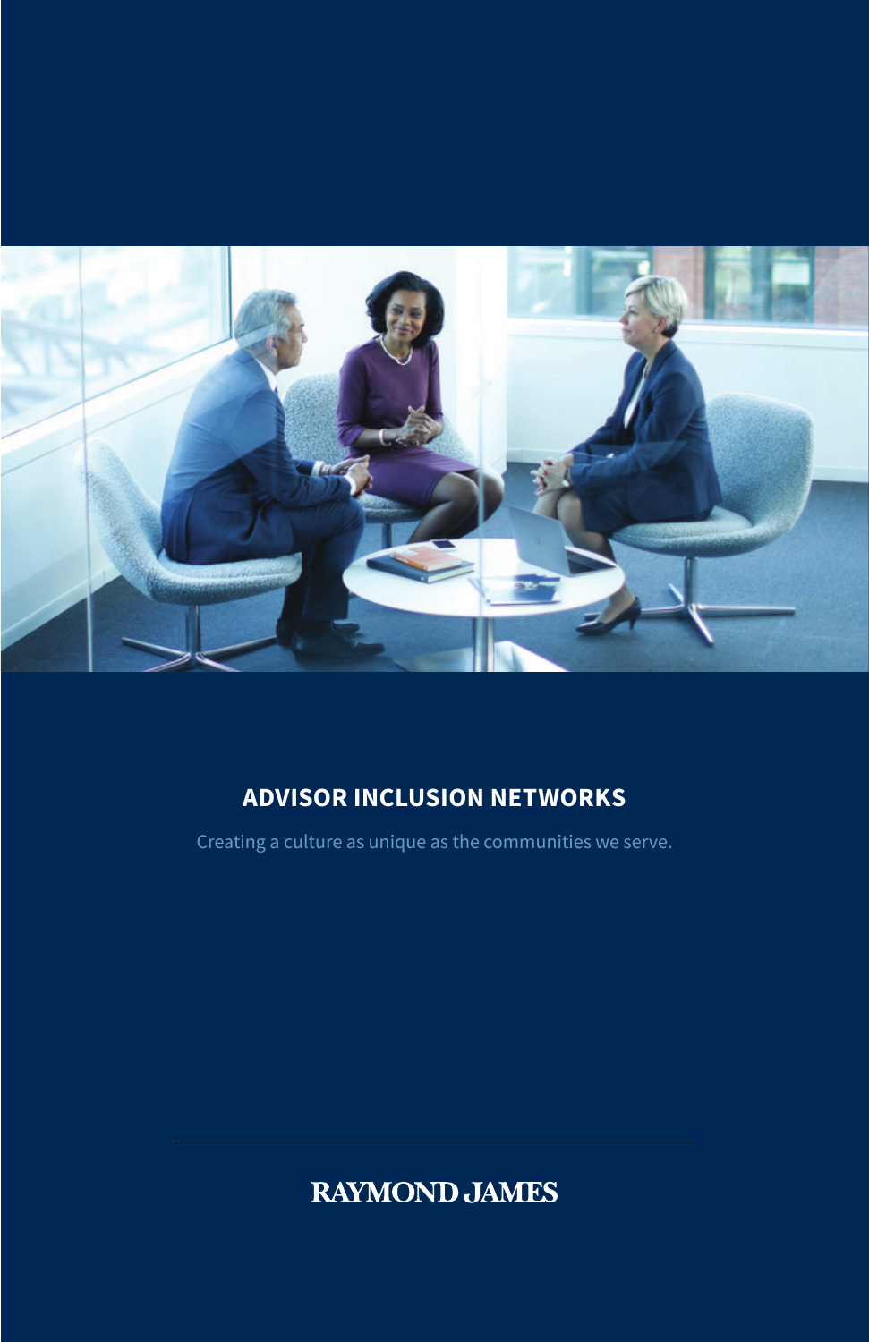# ADVISOR INCLUSION NETWORKS

Creating a culture as unique as the communities we serve.

RAYMOND JAMES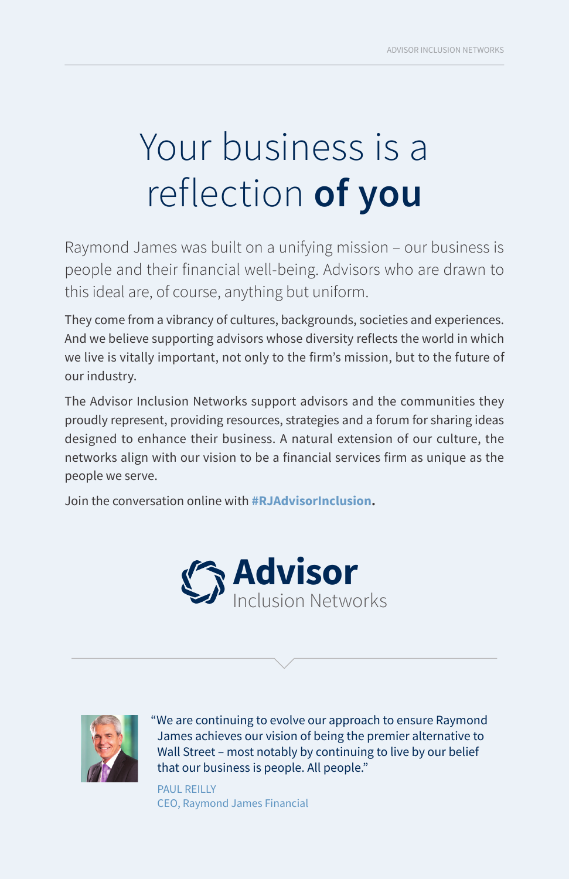# Your business is a reflection **of you**

Raymond James was built on a unifying mission – our business is people and their financial well-being. Advisors who are drawn to this ideal are, of course, anything but uniform.

They come from a vibrancy of cultures, backgrounds, societies and experiences. And we believe supporting advisors whose diversity reflects the world in which we live is vitally important, not only to the firm's mission, but to the future of our industry.

The Advisor Inclusion Networks support advisors and the communities they proudly represent, providing resources, strategies and a forum for sharing ideas designed to enhance their business. A natural extension of our culture, the networks align with our vision to be a financial services firm as unique as the people we serve.

Join the conversation online with **#RJAdvisorInclusion.**

**Advisor**
Inclusion Networks

"We are continuing to evolve our approach to ensure Raymond James achieves our vision of being the premier alternative to Wall Street – most notably by continuing to live by our belief that our business is people. All people."

PAUL REILLY
CEO, Raymond James Financial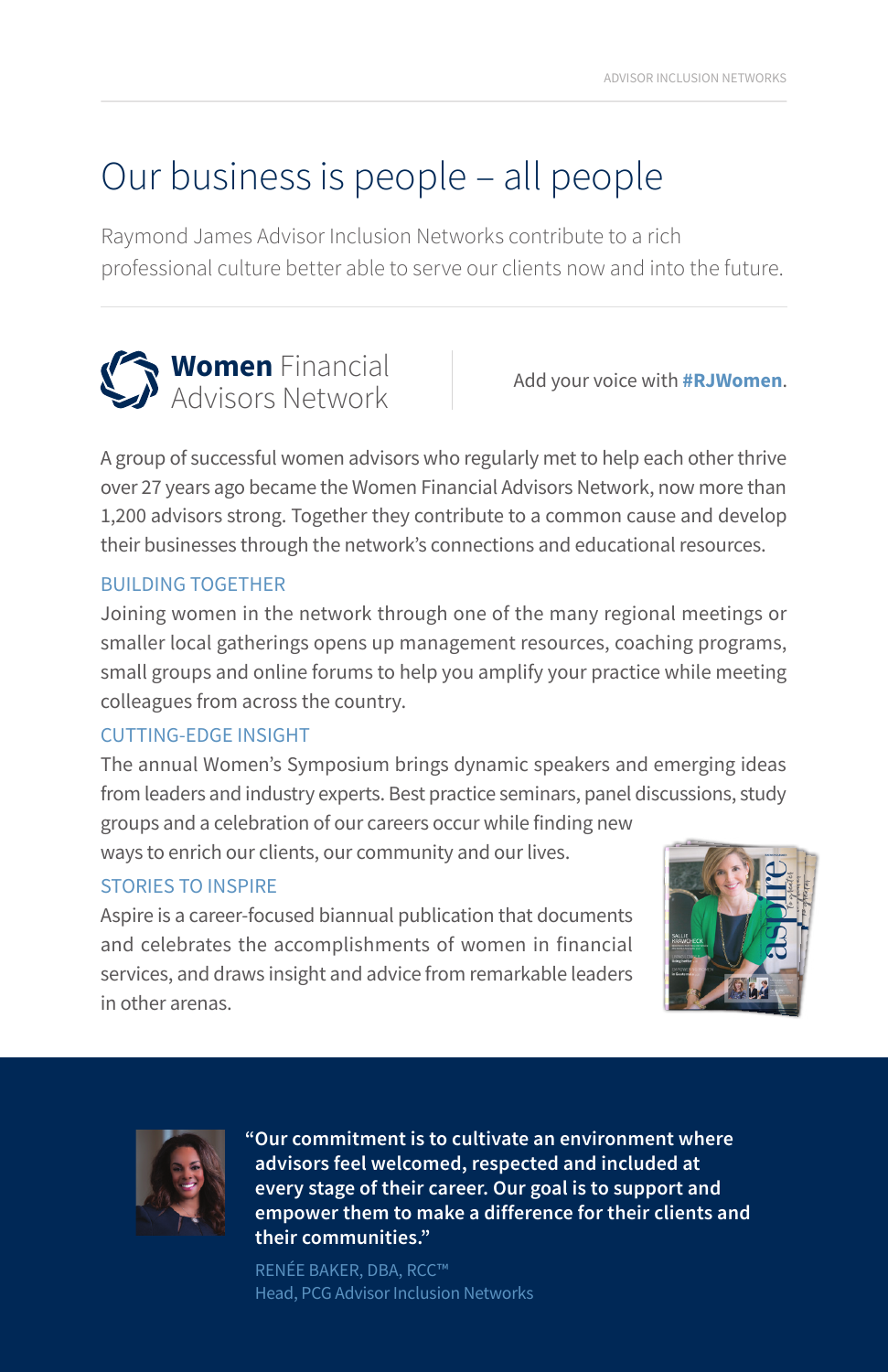# Our business is people – all people

Raymond James Advisor Inclusion Networks contribute to a rich professional culture better able to serve our clients now and into the future.

## **Women** Financial Advisors Network

Add your voice with **#RJWomen**.

A group of successful women advisors who regularly met to help each other thrive over 27 years ago became the Women Financial Advisors Network, now more than 1,200 advisors strong. Together they contribute to a common cause and develop their businesses through the network's connections and educational resources.

### BUILDING TOGETHER

Joining women in the network through one of the many regional meetings or smaller local gatherings opens up management resources, coaching programs, small groups and online forums to help you amplify your practice while meeting colleagues from across the country.

### CUTTING-EDGE INSIGHT

The annual Women's Symposium brings dynamic speakers and emerging ideas from leaders and industry experts. Best practice seminars, panel discussions, study groups and a celebration of our careers occur while finding new ways to enrich our clients, our community and our lives.

### STORIES TO INSPIRE

Aspire is a career-focused biannual publication that documents and celebrates the accomplishments of women in financial services, and draws insight and advice from remarkable leaders in other arenas.

**"Our commitment is to cultivate an environment where advisors feel welcomed, respected and included at every stage of their career. Our goal is to support and empower them to make a difference for their clients and their communities."**

RENÉE BAKER, DBA, RCC™
Head, PCG Advisor Inclusion Networks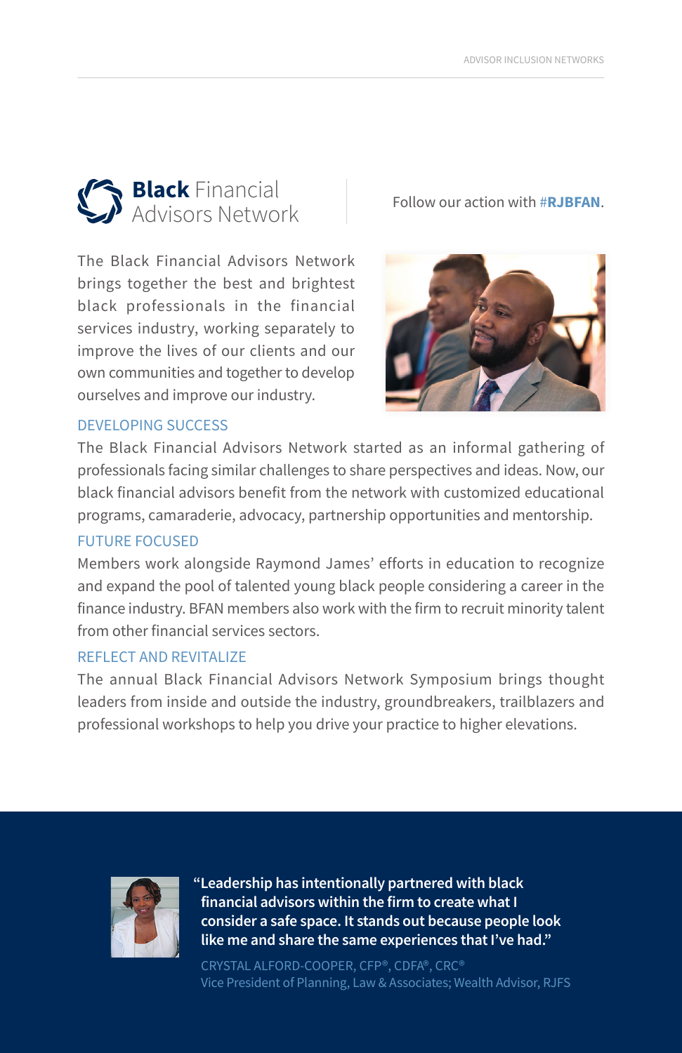# **Black** Financial Advisors Network

Follow our action with **#RJBFAN**.

The Black Financial Advisors Network brings together the best and brightest black professionals in the financial services industry, working separately to improve the lives of our clients and our own communities and together to develop ourselves and improve our industry.

## DEVELOPING SUCCESS

The Black Financial Advisors Network started as an informal gathering of professionals facing similar challenges to share perspectives and ideas. Now, our black financial advisors benefit from the network with customized educational programs, camaraderie, advocacy, partnership opportunities and mentorship.

## FUTURE FOCUSED

Members work alongside Raymond James' efforts in education to recognize and expand the pool of talented young black people considering a career in the finance industry. BFAN members also work with the firm to recruit minority talent from other financial services sectors.

## REFLECT AND REVITALIZE

The annual Black Financial Advisors Network Symposium brings thought leaders from inside and outside the industry, groundbreakers, trailblazers and professional workshops to help you drive your practice to higher elevations.

**"Leadership has intentionally partnered with black financial advisors within the firm to create what I consider a safe space. It stands out because people look like me and share the same experiences that I've had."**

CRYSTAL ALFORD-COOPER, CFP®, CDFA®, CRC®
Vice President of Planning, Law & Associates; Wealth Advisor, RJFS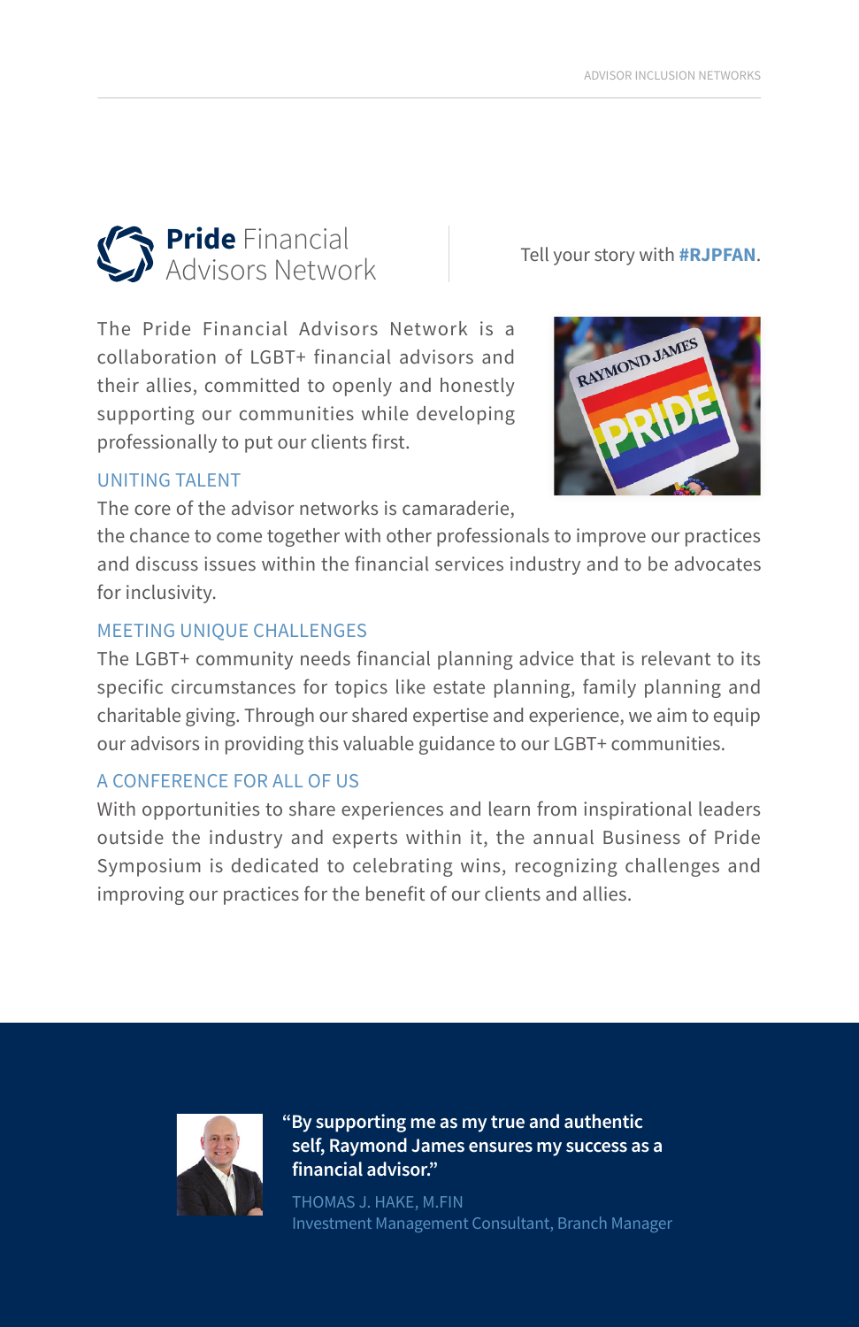# **Pride** Financial Advisors Network

Tell your story with **#RJPFAN**.

The Pride Financial Advisors Network is a collaboration of LGBT+ financial advisors and their allies, committed to openly and honestly supporting our communities while developing professionally to put our clients first.

## UNITING TALENT

The core of the advisor networks is camaraderie, the chance to come together with other professionals to improve our practices and discuss issues within the financial services industry and to be advocates for inclusivity.

## MEETING UNIQUE CHALLENGES

The LGBT+ community needs financial planning advice that is relevant to its specific circumstances for topics like estate planning, family planning and charitable giving. Through our shared expertise and experience, we aim to equip our advisors in providing this valuable guidance to our LGBT+ communities.

## A CONFERENCE FOR ALL OF US

With opportunities to share experiences and learn from inspirational leaders outside the industry and experts within it, the annual Business of Pride Symposium is dedicated to celebrating wins, recognizing challenges and improving our practices for the benefit of our clients and allies.

> **"By supporting me as my true and authentic self, Raymond James ensures my success as a financial advisor."**
>
> THOMAS J. HAKE, M.FIN
> Investment Management Consultant, Branch Manager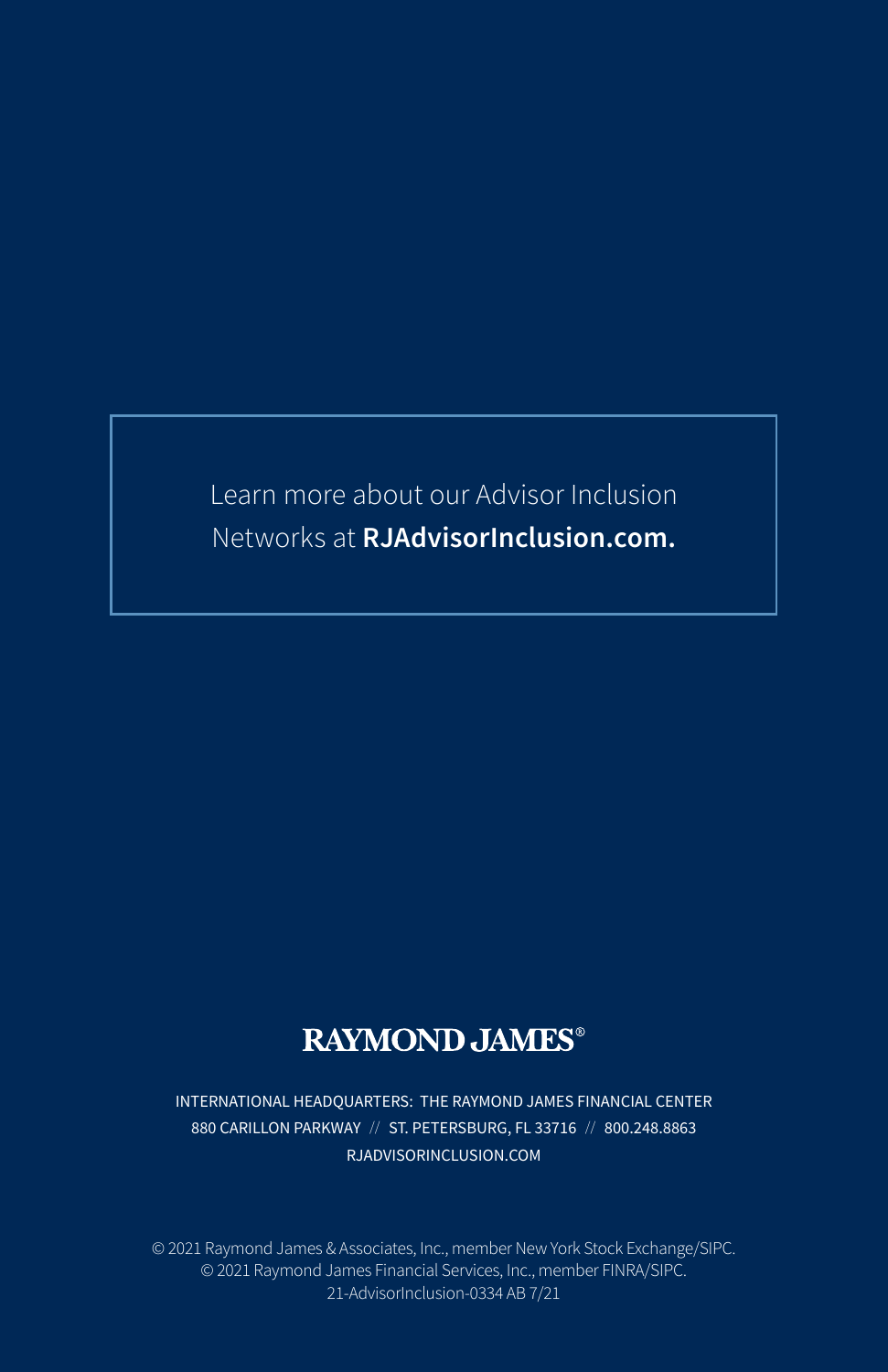Learn more about our Advisor Inclusion Networks at **RJAdvisorInclusion.com.**

**RAYMOND JAMES®**

INTERNATIONAL HEADQUARTERS: THE RAYMOND JAMES FINANCIAL CENTER
880 CARILLON PARKWAY // ST. PETERSBURG, FL 33716 // 800.248.8863
RJADVISORINCLUSION.COM

© 2021 Raymond James & Associates, Inc., member New York Stock Exchange/SIPC.
© 2021 Raymond James Financial Services, Inc., member FINRA/SIPC.
21-AdvisorInclusion-0334 AB 7/21